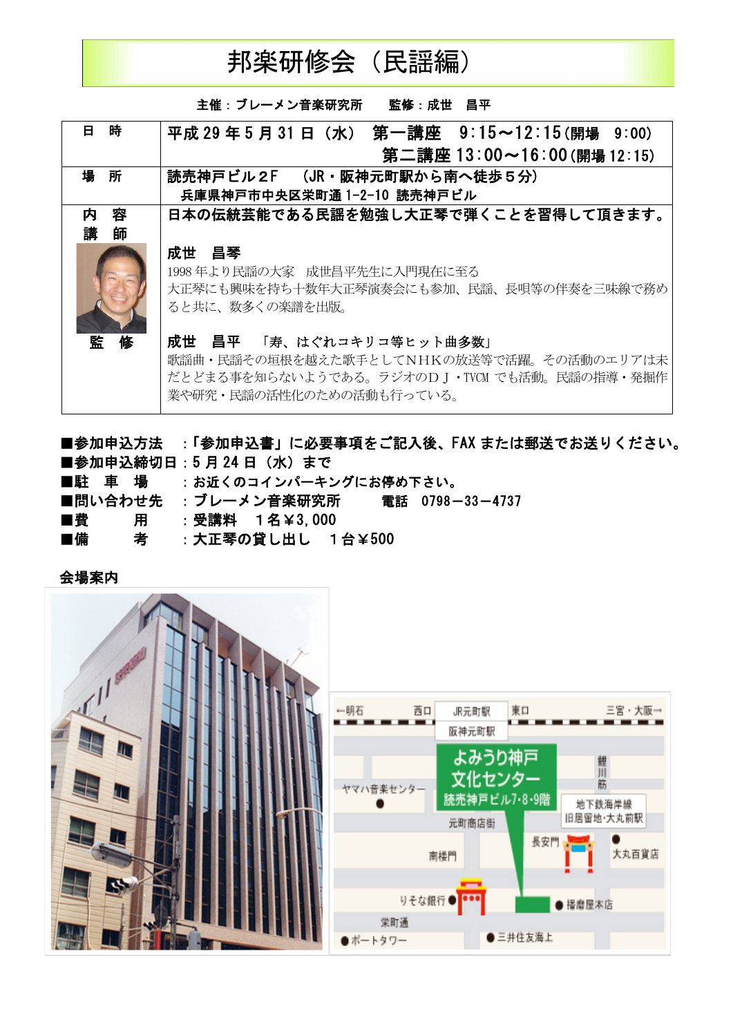# 邦楽研修会（民謡編）

主催：ブレーメン音楽研究所　　監修：成世　昌平

| 日　時 | 平成 29 年 5 月 31 日（水）　第一講座　9:15～12:15（開場　9:00）<br>第二講座 13:00～16:00（開場 12:15） |
|---|---|
| 場　所 | 読売神戸ビル２F　（JR・阪神元町駅から南へ徒歩５分）<br>兵庫県神戸市中央区栄町通 1-2-10 読売神戸ビル |
| 内　容<br>講　師 | 日本の伝統芸能である民謡を勉強し大正琴で弾くことを習得して頂きます。<br><br>**成世　昌琴**<br>1998 年より民謡の大家　成世昌平先生に入門現在に至る<br>大正琴にも興味を持ち十数年大正琴演奏会にも参加、民謡、長唄等の伴奏を三味線で務めると共に、数多くの楽譜を出版。 |
| 監　修 | **成世　昌平**　「寿、はぐれコキリコ等ヒット曲多数」<br>歌謡曲・民謡その垣根を越えた歌手としてＮＨＫの放送等で活躍。その活動のエリアは未だとどまる事を知らないようである。ラジオのＤＪ・TVCM でも活動。民謡の指導・発掘作業や研究・民謡の活性化のための活動も行っている。 |

■参加申込方法　：「参加申込書」に必要事項をご記入後、FAX または郵送でお送りください。
■参加申込締切日：5 月 24 日（水）まで
■駐　車　場　　：お近くのコインパーキングにお停め下さい。
■問い合わせ先　：ブレーメン音楽研究所　　電話　0798―33―4737
■費　　　用　　：受講料　１名￥3,000
■備　　　考　　：大正琴の貸し出し　１台￥500

**会場案内**

←明石　西口　JR元町駅　東口　三宮・大阪→
阪神元町駅
よみうり神戸文化センター
読売神戸ビル7・8・9階
ヤマハ音楽センター
鯉川筋
地下鉄海岸線 旧居留地・大丸前駅
元町商店街
長安門
大丸百貨店
南楼門
りそな銀行
播磨屋本店
栄町通
ポートタワー
三井住友海上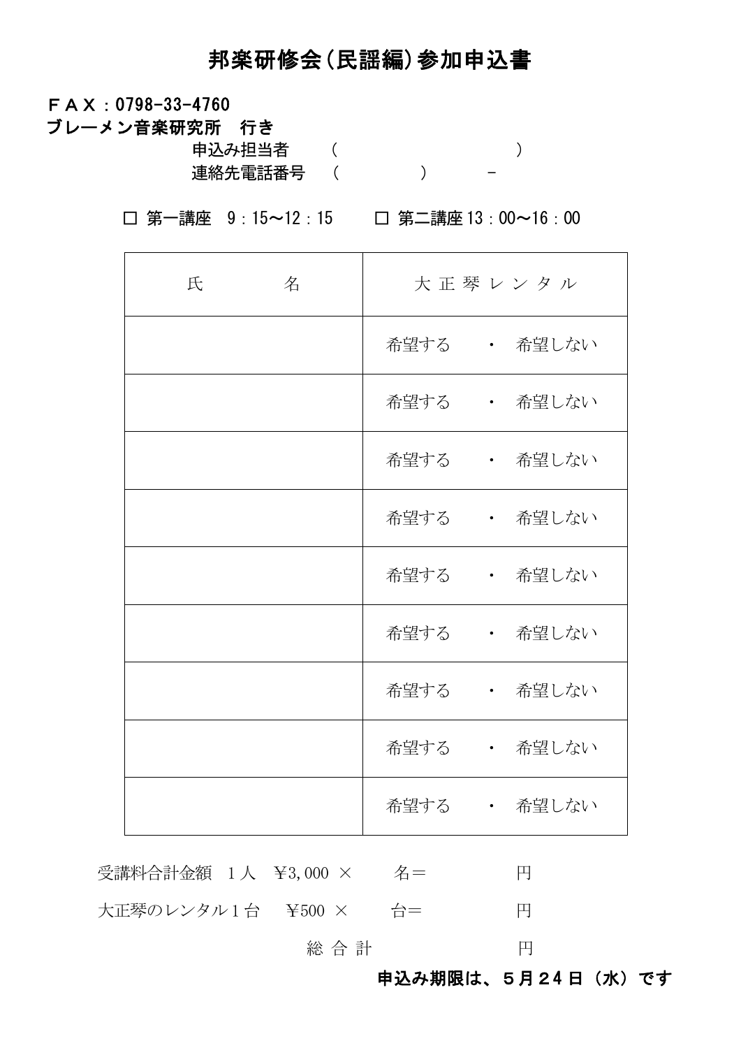# 邦楽研修会（民謡編）参加申込書

ＦＡＸ：0798-33-4760

ブレーメン音楽研究所　行き

申込み担当者　（　　　　　　　　）

連絡先電話番号　（　　　）　　-

☐ 第一講座　9：15～12：15　　☐ 第二講座 13：00～16：00

| 氏　　　名 | 大正琴レンタル |
| --- | --- |
| | 希望する　・　希望しない |
| | 希望する　・　希望しない |
| | 希望する　・　希望しない |
| | 希望する　・　希望しない |
| | 希望する　・　希望しない |
| | 希望する　・　希望しない |
| | 希望する　・　希望しない |
| | 希望する　・　希望しない |
| | 希望する　・　希望しない |

受講料合計金額　1人　¥3,000 ×　　名＝　　　　円

大正琴のレンタル1台　¥500 ×　　台＝　　　　円

総 合 計　　　　　円

**申込み期限は、５月２４日（水）です**